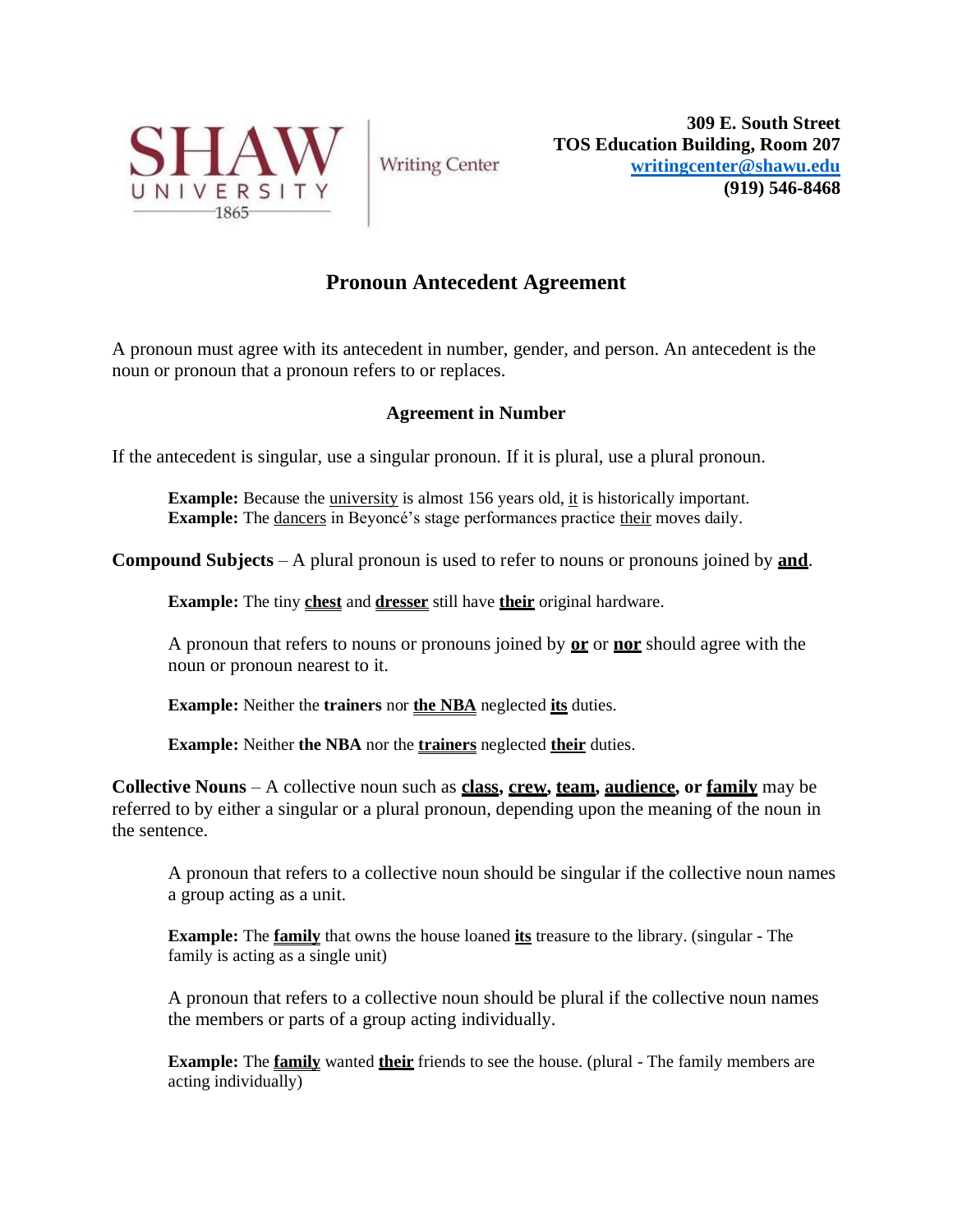SHAW UNIVERSITY 1865 | Writing Center

**309 E. South Street**
**TOS Education Building, Room 207**
**writingcenter@shawu.edu**
**(919) 546-8468**

# Pronoun Antecedent Agreement

A pronoun must agree with its antecedent in number, gender, and person. An antecedent is the noun or pronoun that a pronoun refers to or replaces.

## Agreement in Number

If the antecedent is singular, use a singular pronoun. If it is plural, use a plural pronoun.

> **Example:** Because the university is almost 156 years old, it is historically important.
> **Example:** The dancers in Beyoncé's stage performances practice their moves daily.

**Compound Subjects** – A plural pronoun is used to refer to nouns or pronouns joined by **and**.

> **Example:** The tiny **chest** and **dresser** still have **their** original hardware.
>
> A pronoun that refers to nouns or pronouns joined by **or** or **nor** should agree with the noun or pronoun nearest to it.
>
> **Example:** Neither the **trainers** nor **the NBA** neglected **its** duties.
>
> **Example:** Neither **the NBA** nor the **trainers** neglected **their** duties.

**Collective Nouns** – A collective noun such as **class, crew, team, audience, or family** may be referred to by either a singular or a plural pronoun, depending upon the meaning of the noun in the sentence.

> A pronoun that refers to a collective noun should be singular if the collective noun names a group acting as a unit.
>
> **Example:** The **family** that owns the house loaned **its** treasure to the library. (singular - The family is acting as a single unit)
>
> A pronoun that refers to a collective noun should be plural if the collective noun names the members or parts of a group acting individually.
>
> **Example:** The **family** wanted **their** friends to see the house. (plural - The family members are acting individually)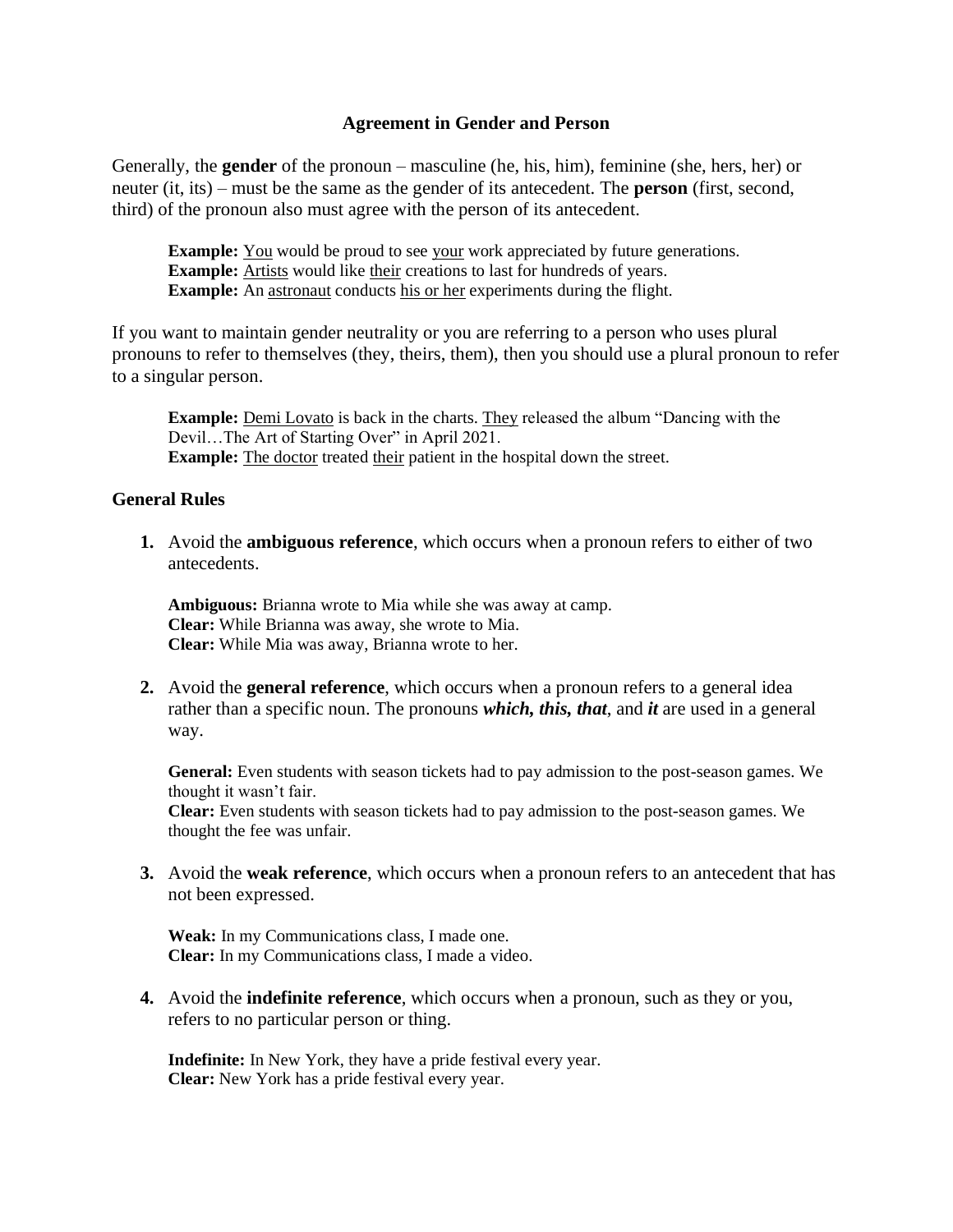## Agreement in Gender and Person

Generally, the **gender** of the pronoun – masculine (he, his, him), feminine (she, hers, her) or neuter (it, its) – must be the same as the gender of its antecedent. The **person** (first, second, third) of the pronoun also must agree with the person of its antecedent.

> **Example:** <u>You</u> would be proud to see <u>your</u> work appreciated by future generations.
> **Example:** <u>Artists</u> would like <u>their</u> creations to last for hundreds of years.
> **Example:** An <u>astronaut</u> conducts <u>his or her</u> experiments during the flight.

If you want to maintain gender neutrality or you are referring to a person who uses plural pronouns to refer to themselves (they, theirs, them), then you should use a plural pronoun to refer to a singular person.

> **Example:** <u>Demi Lovato</u> is back in the charts. <u>They</u> released the album "Dancing with the Devil…The Art of Starting Over" in April 2021.
> **Example:** <u>The doctor</u> treated <u>their</u> patient in the hospital down the street.

### General Rules

1. Avoid the **ambiguous reference**, which occurs when a pronoun refers to either of two antecedents.

   **Ambiguous:** Brianna wrote to Mia while she was away at camp.
   **Clear:** While Brianna was away, she wrote to Mia.
   **Clear:** While Mia was away, Brianna wrote to her.

2. Avoid the **general reference**, which occurs when a pronoun refers to a general idea rather than a specific noun. The pronouns ***which, this, that***, and ***it*** are used in a general way.

   **General:** Even students with season tickets had to pay admission to the post-season games. We thought it wasn't fair.
   **Clear:** Even students with season tickets had to pay admission to the post-season games. We thought the fee was unfair.

3. Avoid the **weak reference**, which occurs when a pronoun refers to an antecedent that has not been expressed.

   **Weak:** In my Communications class, I made one.
   **Clear:** In my Communications class, I made a video.

4. Avoid the **indefinite reference**, which occurs when a pronoun, such as they or you, refers to no particular person or thing.

   **Indefinite:** In New York, they have a pride festival every year.
   **Clear:** New York has a pride festival every year.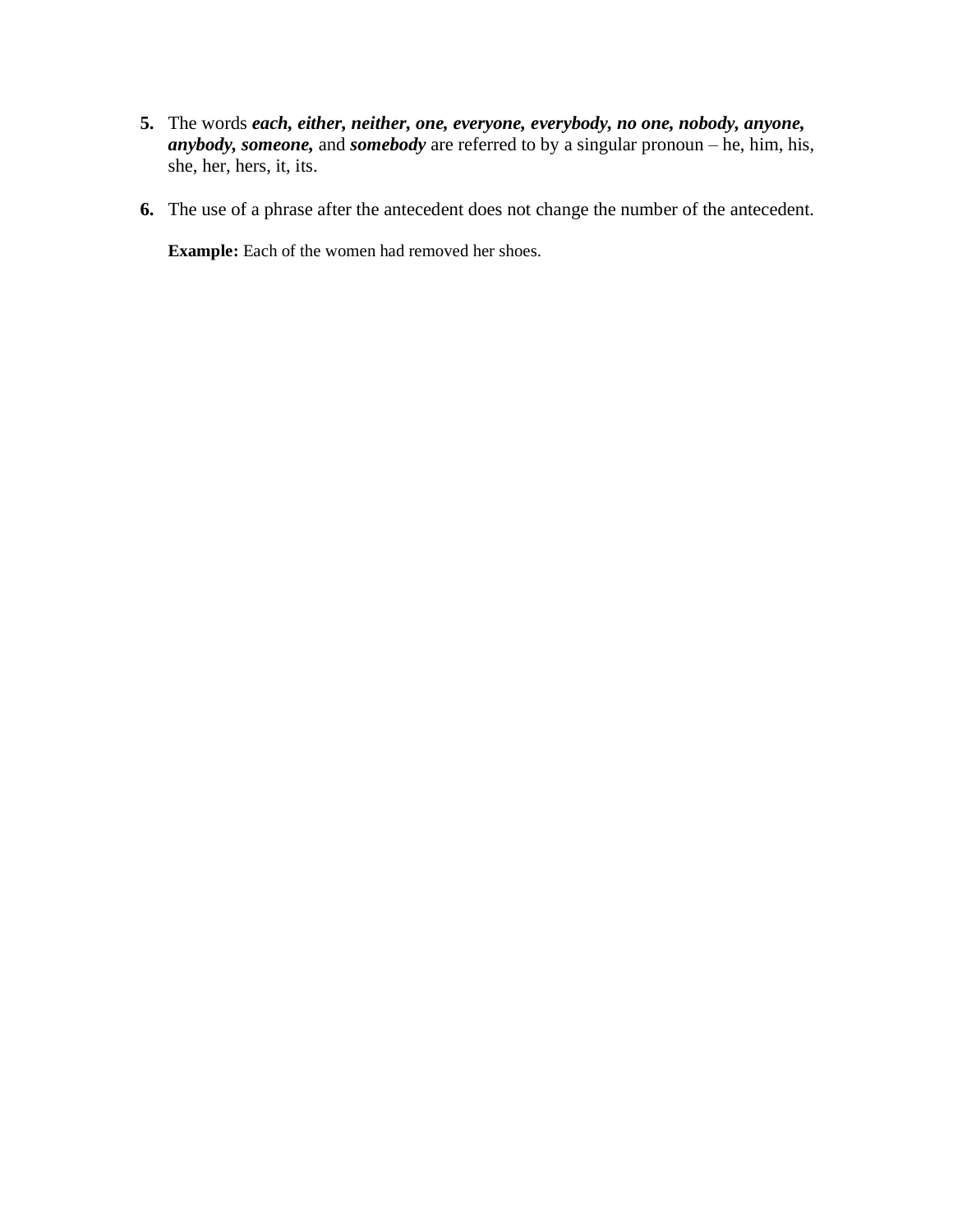5. The words ***each, either, neither, one, everyone, everybody, no one, nobody, anyone, anybody, someone,*** and ***somebody*** are referred to by a singular pronoun – he, him, his, she, her, hers, it, its.

6. The use of a phrase after the antecedent does not change the number of the antecedent.

   **Example:** Each of the women had removed her shoes.